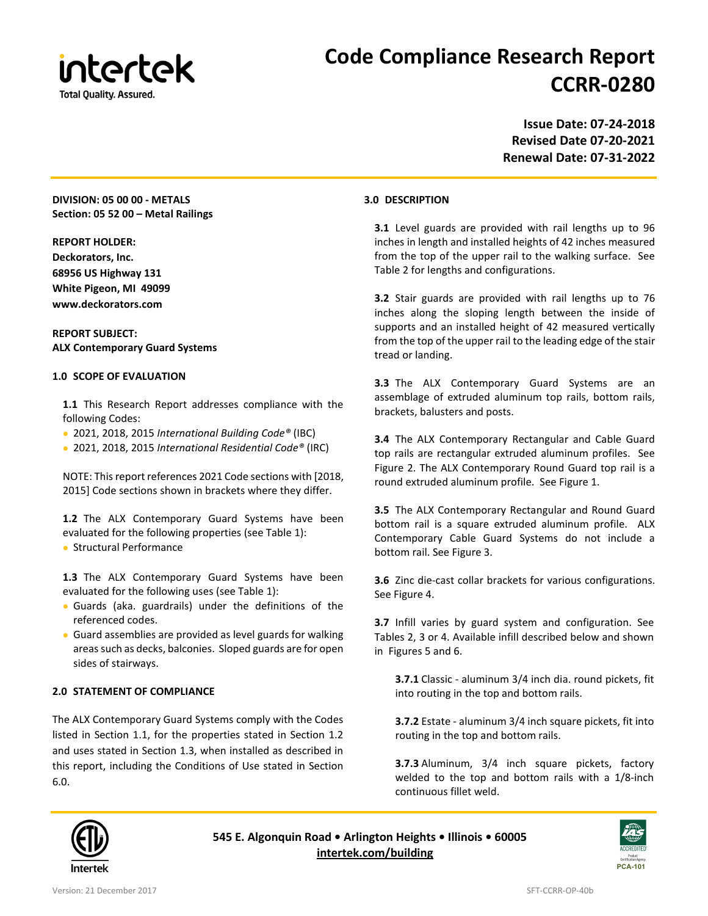# Code Compliance Research Report CCRR-0280

**Issue Date: 07-24-2018**
**Revised Date 07-20-2021**
**Renewal Date: 07-31-2022**

**DIVISION: 05 00 00 - METALS**
**Section: 05 52 00 – Metal Railings**

**REPORT HOLDER:**
**Deckorators, Inc.**
**68956 US Highway 131**
**White Pigeon, MI 49099**
**www.deckorators.com**

**REPORT SUBJECT:**
**ALX Contemporary Guard Systems**

## 1.0 SCOPE OF EVALUATION

**1.1** This Research Report addresses compliance with the following Codes:

- 2021, 2018, 2015 *International Building Code®* (IBC)
- 2021, 2018, 2015 *International Residential Code®* (IRC)

NOTE: This report references 2021 Code sections with [2018, 2015] Code sections shown in brackets where they differ.

**1.2** The ALX Contemporary Guard Systems have been evaluated for the following properties (see Table 1):

- Structural Performance

**1.3** The ALX Contemporary Guard Systems have been evaluated for the following uses (see Table 1):

- Guards (aka. guardrails) under the definitions of the referenced codes.
- Guard assemblies are provided as level guards for walking areas such as decks, balconies. Sloped guards are for open sides of stairways.

## 2.0 STATEMENT OF COMPLIANCE

The ALX Contemporary Guard Systems comply with the Codes listed in Section 1.1, for the properties stated in Section 1.2 and uses stated in Section 1.3, when installed as described in this report, including the Conditions of Use stated in Section 6.0.

## 3.0 DESCRIPTION

**3.1** Level guards are provided with rail lengths up to 96 inches in length and installed heights of 42 inches measured from the top of the upper rail to the walking surface. See Table 2 for lengths and configurations.

**3.2** Stair guards are provided with rail lengths up to 76 inches along the sloping length between the inside of supports and an installed height of 42 measured vertically from the top of the upper rail to the leading edge of the stair tread or landing.

**3.3** The ALX Contemporary Guard Systems are an assemblage of extruded aluminum top rails, bottom rails, brackets, balusters and posts.

**3.4** The ALX Contemporary Rectangular and Cable Guard top rails are rectangular extruded aluminum profiles. See Figure 2. The ALX Contemporary Round Guard top rail is a round extruded aluminum profile. See Figure 1.

**3.5** The ALX Contemporary Rectangular and Round Guard bottom rail is a square extruded aluminum profile. ALX Contemporary Cable Guard Systems do not include a bottom rail. See Figure 3.

**3.6** Zinc die-cast collar brackets for various configurations. See Figure 4.

**3.7** Infill varies by guard system and configuration. See Tables 2, 3 or 4. Available infill described below and shown in Figures 5 and 6.

**3.7.1** Classic - aluminum 3/4 inch dia. round pickets, fit into routing in the top and bottom rails.

**3.7.2** Estate - aluminum 3/4 inch square pickets, fit into routing in the top and bottom rails.

**3.7.3** Aluminum, 3/4 inch square pickets, factory welded to the top and bottom rails with a 1/8-inch continuous fillet weld.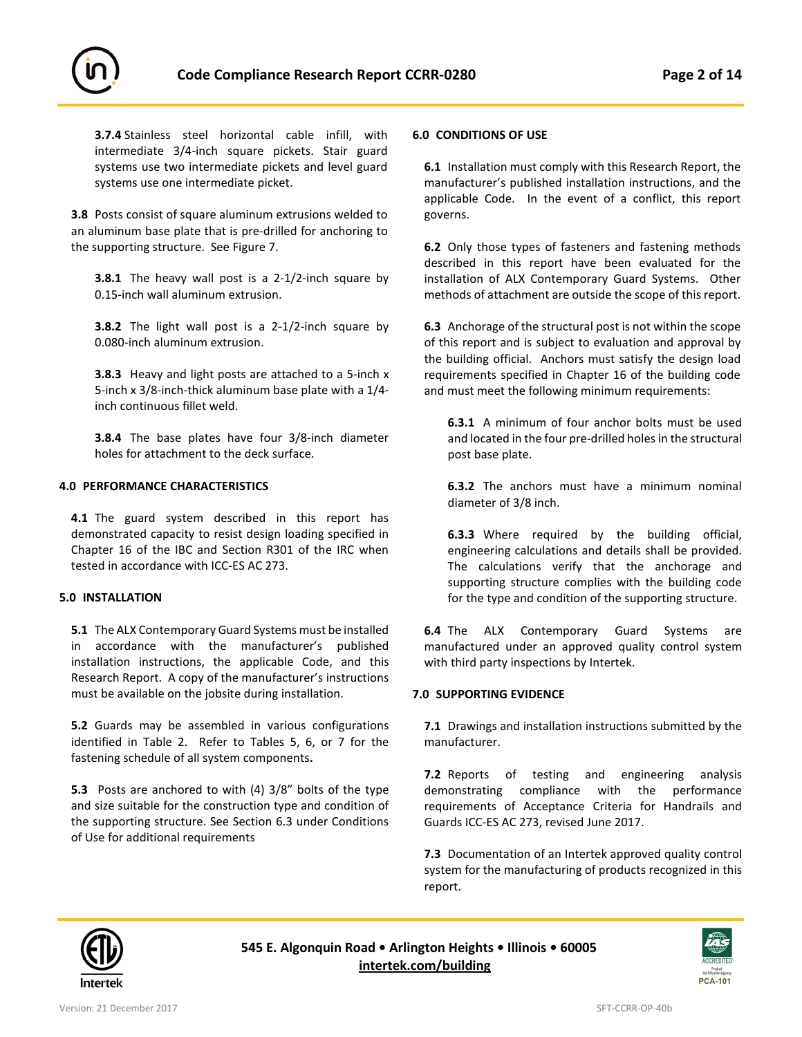**3.7.4** Stainless steel horizontal cable infill, with intermediate 3/4-inch square pickets. Stair guard systems use two intermediate pickets and level guard systems use one intermediate picket.

**3.8** Posts consist of square aluminum extrusions welded to an aluminum base plate that is pre-drilled for anchoring to the supporting structure. See Figure 7.

**3.8.1** The heavy wall post is a 2-1/2-inch square by 0.15-inch wall aluminum extrusion.

**3.8.2** The light wall post is a 2-1/2-inch square by 0.080-inch aluminum extrusion.

**3.8.3** Heavy and light posts are attached to a 5-inch x 5-inch x 3/8-inch-thick aluminum base plate with a 1/4-inch continuous fillet weld.

**3.8.4** The base plates have four 3/8-inch diameter holes for attachment to the deck surface.

## 4.0 PERFORMANCE CHARACTERISTICS

**4.1** The guard system described in this report has demonstrated capacity to resist design loading specified in Chapter 16 of the IBC and Section R301 of the IRC when tested in accordance with ICC-ES AC 273.

## 5.0 INSTALLATION

**5.1** The ALX Contemporary Guard Systems must be installed in accordance with the manufacturer's published installation instructions, the applicable Code, and this Research Report. A copy of the manufacturer's instructions must be available on the jobsite during installation.

**5.2** Guards may be assembled in various configurations identified in Table 2. Refer to Tables 5, 6, or 7 for the fastening schedule of all system components**.**

**5.3** Posts are anchored to with (4) 3/8" bolts of the type and size suitable for the construction type and condition of the supporting structure. See Section 6.3 under Conditions of Use for additional requirements

## 6.0 CONDITIONS OF USE

**6.1** Installation must comply with this Research Report, the manufacturer's published installation instructions, and the applicable Code. In the event of a conflict, this report governs.

**6.2** Only those types of fasteners and fastening methods described in this report have been evaluated for the installation of ALX Contemporary Guard Systems. Other methods of attachment are outside the scope of this report.

**6.3** Anchorage of the structural post is not within the scope of this report and is subject to evaluation and approval by the building official. Anchors must satisfy the design load requirements specified in Chapter 16 of the building code and must meet the following minimum requirements:

**6.3.1** A minimum of four anchor bolts must be used and located in the four pre-drilled holes in the structural post base plate.

**6.3.2** The anchors must have a minimum nominal diameter of 3/8 inch.

**6.3.3** Where required by the building official, engineering calculations and details shall be provided. The calculations verify that the anchorage and supporting structure complies with the building code for the type and condition of the supporting structure.

**6.4** The ALX Contemporary Guard Systems are manufactured under an approved quality control system with third party inspections by Intertek.

## 7.0 SUPPORTING EVIDENCE

**7.1** Drawings and installation instructions submitted by the manufacturer.

**7.2** Reports of testing and engineering analysis demonstrating compliance with the performance requirements of Acceptance Criteria for Handrails and Guards ICC-ES AC 273, revised June 2017.

**7.3** Documentation of an Intertek approved quality control system for the manufacturing of products recognized in this report.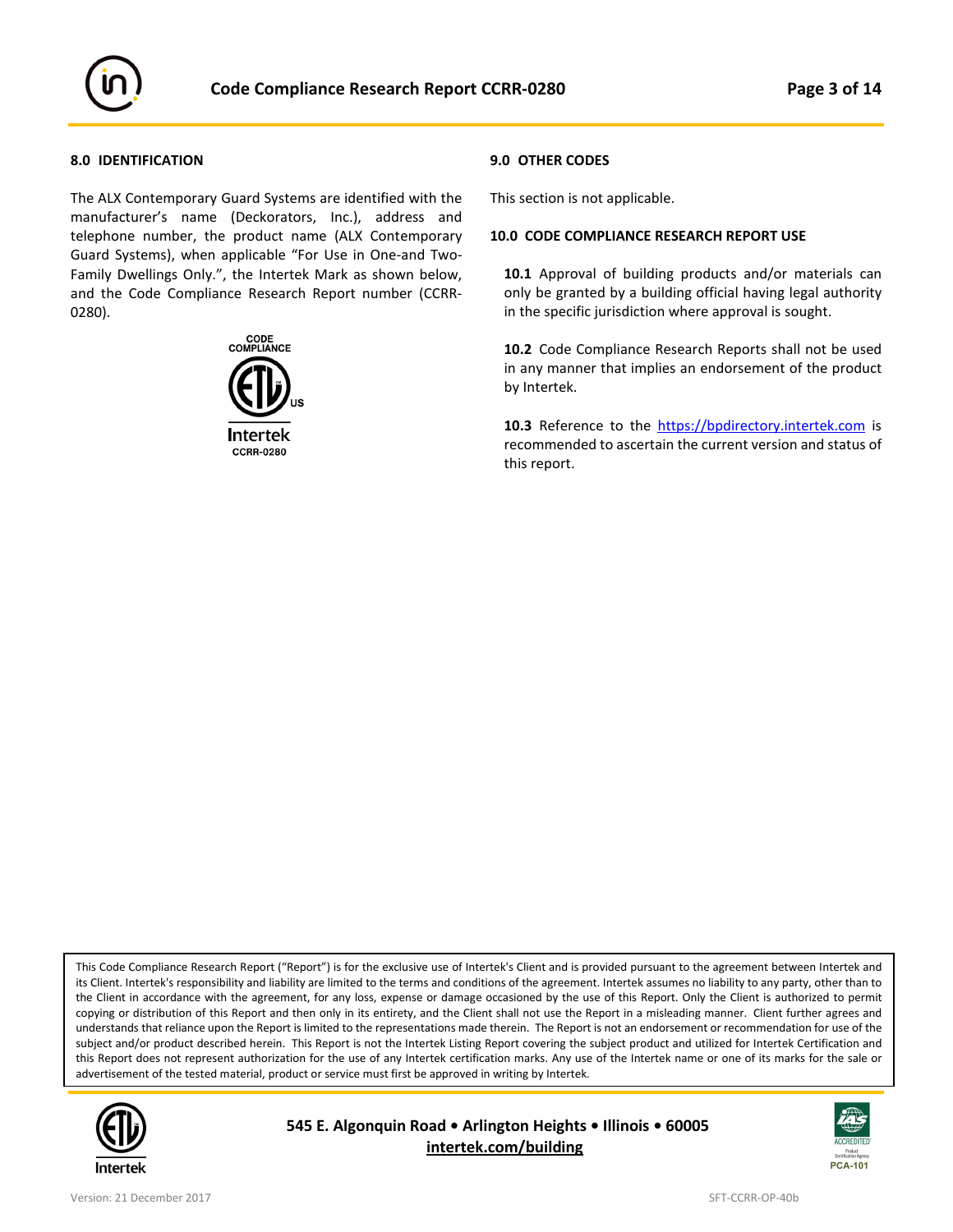## 8.0 IDENTIFICATION

The ALX Contemporary Guard Systems are identified with the manufacturer's name (Deckorators, Inc.), address and telephone number, the product name (ALX Contemporary Guard Systems), when applicable "For Use in One-and Two-Family Dwellings Only.", the Intertek Mark as shown below, and the Code Compliance Research Report number (CCRR-0280).

CODE COMPLIANCE

US

Intertek

CCRR-0280

## 9.0 OTHER CODES

This section is not applicable.

## 10.0 CODE COMPLIANCE RESEARCH REPORT USE

**10.1** Approval of building products and/or materials can only be granted by a building official having legal authority in the specific jurisdiction where approval is sought.

**10.2** Code Compliance Research Reports shall not be used in any manner that implies an endorsement of the product by Intertek.

**10.3** Reference to the https://bpdirectory.intertek.com is recommended to ascertain the current version and status of this report.

This Code Compliance Research Report ("Report") is for the exclusive use of Intertek's Client and is provided pursuant to the agreement between Intertek and its Client. Intertek's responsibility and liability are limited to the terms and conditions of the agreement. Intertek assumes no liability to any party, other than to the Client in accordance with the agreement, for any loss, expense or damage occasioned by the use of this Report. Only the Client is authorized to permit copying or distribution of this Report and then only in its entirety, and the Client shall not use the Report in a misleading manner. Client further agrees and understands that reliance upon the Report is limited to the representations made therein. The Report is not an endorsement or recommendation for use of the subject and/or product described herein. This Report is not the Intertek Listing Report covering the subject product and utilized for Intertek Certification and this Report does not represent authorization for the use of any Intertek certification marks. Any use of the Intertek name or one of its marks for the sale or advertisement of the tested material, product or service must first be approved in writing by Intertek.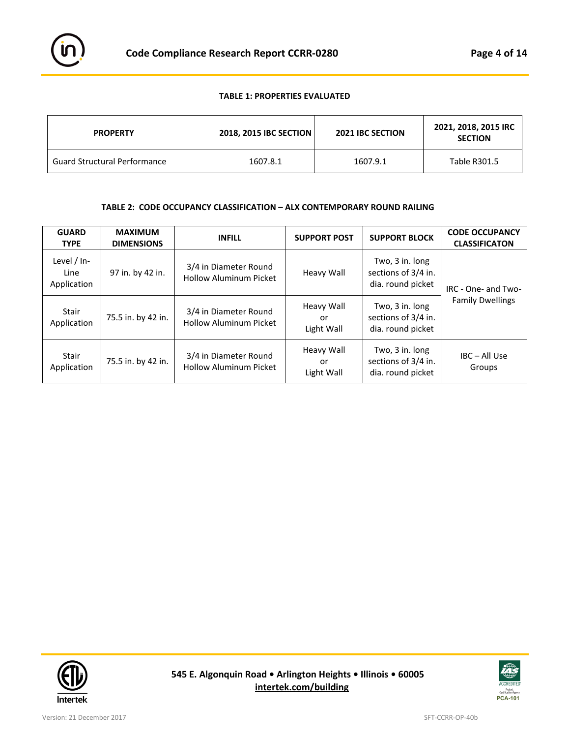**TABLE 1: PROPERTIES EVALUATED**

| PROPERTY | 2018, 2015 IBC SECTION | 2021 IBC SECTION | 2021, 2018, 2015 IRC SECTION |
|---|---|---|---|
| Guard Structural Performance | 1607.8.1 | 1607.9.1 | Table R301.5 |

**TABLE 2: CODE OCCUPANCY CLASSIFICATION – ALX CONTEMPORARY ROUND RAILING**

| GUARD TYPE | MAXIMUM DIMENSIONS | INFILL | SUPPORT POST | SUPPORT BLOCK | CODE OCCUPANCY CLASSIFICATON |
|---|---|---|---|---|---|
| Level / In-Line Application | 97 in. by 42 in. | 3/4 in Diameter Round Hollow Aluminum Picket | Heavy Wall | Two, 3 in. long sections of 3/4 in. dia. round picket | IRC - One- and Two-Family Dwellings |
| Stair Application | 75.5 in. by 42 in. | 3/4 in Diameter Round Hollow Aluminum Picket | Heavy Wall or Light Wall | Two, 3 in. long sections of 3/4 in. dia. round picket | |
| Stair Application | 75.5 in. by 42 in. | 3/4 in Diameter Round Hollow Aluminum Picket | Heavy Wall or Light Wall | Two, 3 in. long sections of 3/4 in. dia. round picket | IBC – All Use Groups |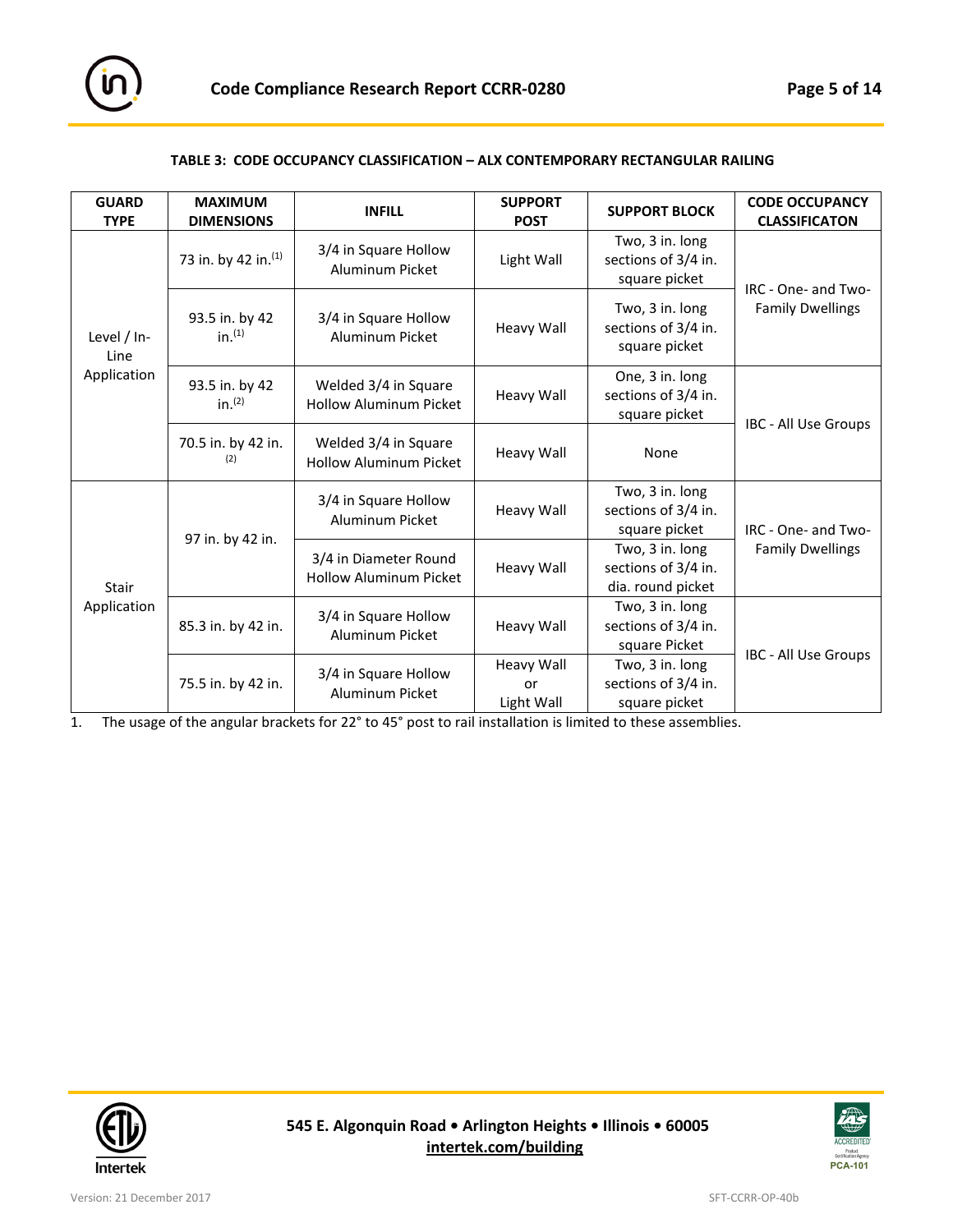**TABLE 3: CODE OCCUPANCY CLASSIFICATION – ALX CONTEMPORARY RECTANGULAR RAILING**

| GUARD TYPE | MAXIMUM DIMENSIONS | INFILL | SUPPORT POST | SUPPORT BLOCK | CODE OCCUPANCY CLASSIFICATON |
|---|---|---|---|---|---|
| Level / In-Line Application | 73 in. by 42 in.[1] | 3/4 in Square Hollow Aluminum Picket | Light Wall | Two, 3 in. long sections of 3/4 in. square picket | IRC - One- and Two-Family Dwellings |
| | 93.5 in. by 42 in.[1] | 3/4 in Square Hollow Aluminum Picket | Heavy Wall | Two, 3 in. long sections of 3/4 in. square picket | |
| | 93.5 in. by 42 in.[2] | Welded 3/4 in Square Hollow Aluminum Picket | Heavy Wall | One, 3 in. long sections of 3/4 in. square picket | IBC - All Use Groups |
| | 70.5 in. by 42 in.[2] | Welded 3/4 in Square Hollow Aluminum Picket | Heavy Wall | None | |
| Stair Application | 97 in. by 42 in. | 3/4 in Square Hollow Aluminum Picket | Heavy Wall | Two, 3 in. long sections of 3/4 in. square picket | IRC - One- and Two-Family Dwellings |
| | | 3/4 in Diameter Round Hollow Aluminum Picket | Heavy Wall | Two, 3 in. long sections of 3/4 in. dia. round picket | |
| | 85.3 in. by 42 in. | 3/4 in Square Hollow Aluminum Picket | Heavy Wall | Two, 3 in. long sections of 3/4 in. square Picket | IBC - All Use Groups |
| | 75.5 in. by 42 in. | 3/4 in Square Hollow Aluminum Picket | Heavy Wall or Light Wall | Two, 3 in. long sections of 3/4 in. square picket | |

1. The usage of the angular brackets for 22° to 45° post to rail installation is limited to these assemblies.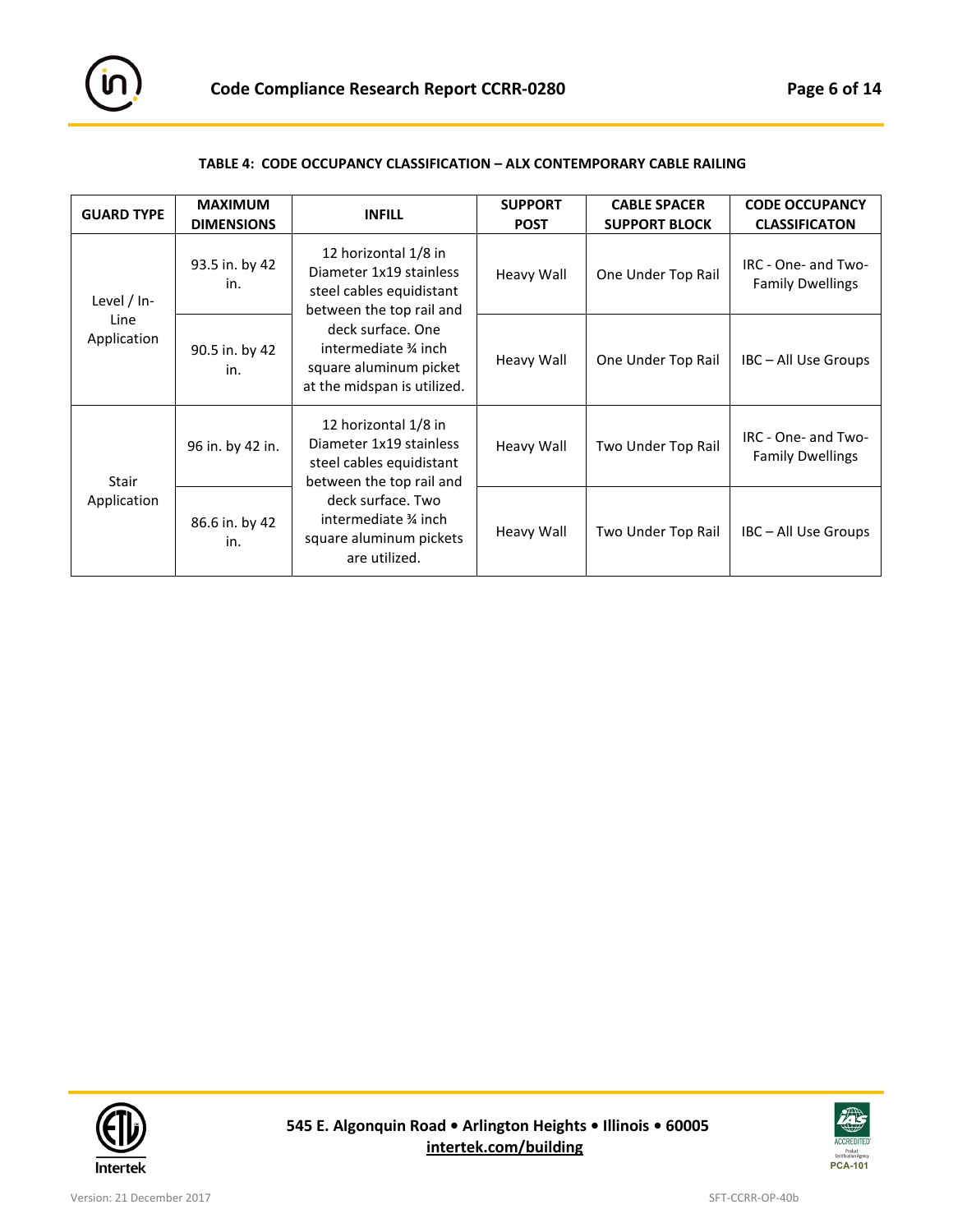**TABLE 4: CODE OCCUPANCY CLASSIFICATION – ALX CONTEMPORARY CABLE RAILING**

| GUARD TYPE | MAXIMUM DIMENSIONS | INFILL | SUPPORT POST | CABLE SPACER SUPPORT BLOCK | CODE OCCUPANCY CLASSIFICATON |
|---|---|---|---|---|---|
| Level / In-Line Application | 93.5 in. by 42 in. | 12 horizontal 1/8 in Diameter 1x19 stainless steel cables equidistant between the top rail and deck surface. One intermediate ¾ inch square aluminum picket at the midspan is utilized. | Heavy Wall | One Under Top Rail | IRC - One- and Two-Family Dwellings |
| | 90.5 in. by 42 in. | | Heavy Wall | One Under Top Rail | IBC – All Use Groups |
| Stair Application | 96 in. by 42 in. | 12 horizontal 1/8 in Diameter 1x19 stainless steel cables equidistant between the top rail and deck surface. Two intermediate ¾ inch square aluminum pickets are utilized. | Heavy Wall | Two Under Top Rail | IRC - One- and Two-Family Dwellings |
| | 86.6 in. by 42 in. | | Heavy Wall | Two Under Top Rail | IBC – All Use Groups |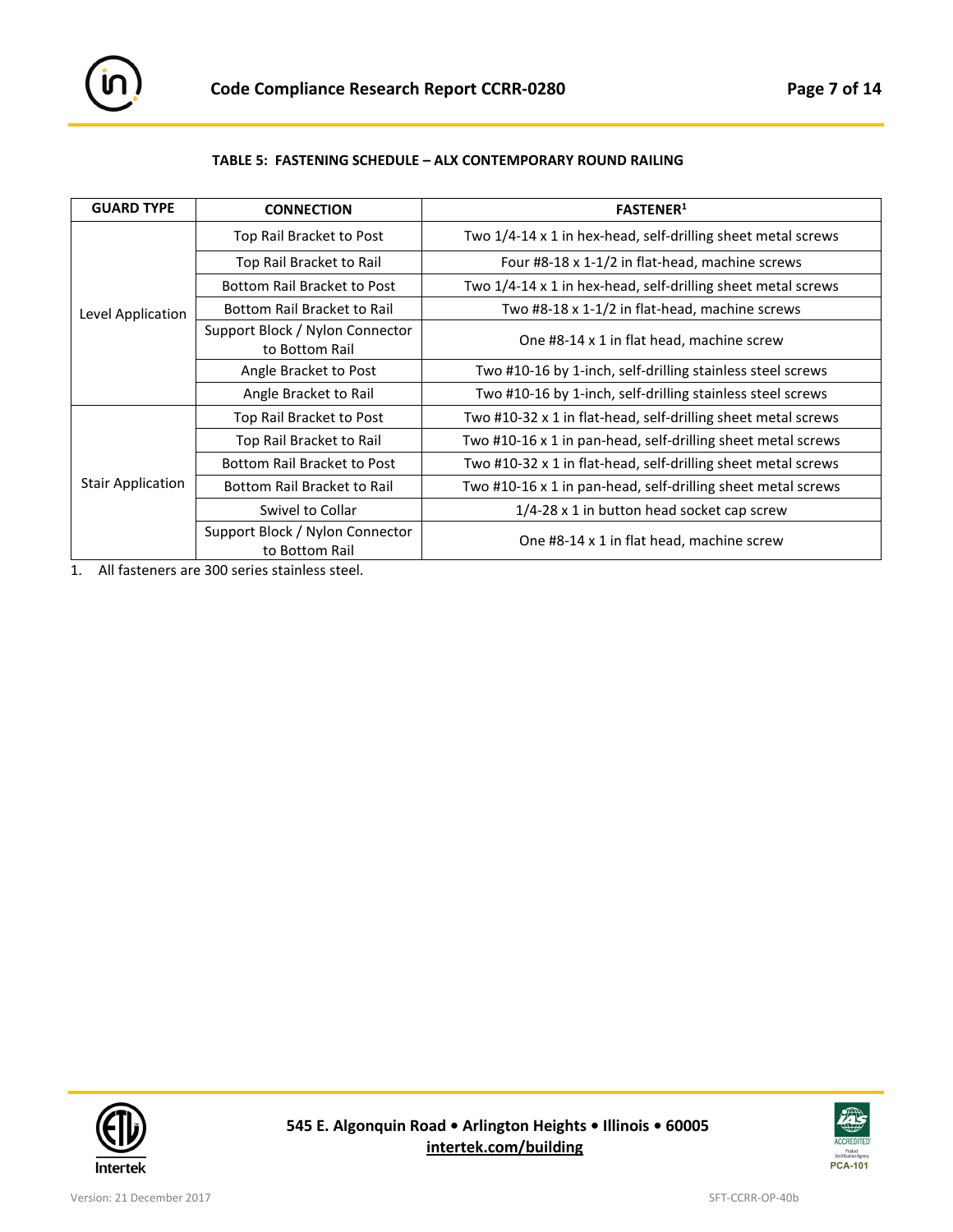**TABLE 5: FASTENING SCHEDULE – ALX CONTEMPORARY ROUND RAILING**

| GUARD TYPE | CONNECTION | FASTENER[1] |
|---|---|---|
| Level Application | Top Rail Bracket to Post | Two 1/4-14 x 1 in hex-head, self-drilling sheet metal screws |
| | Top Rail Bracket to Rail | Four #8-18 x 1-1/2 in flat-head, machine screws |
| | Bottom Rail Bracket to Post | Two 1/4-14 x 1 in hex-head, self-drilling sheet metal screws |
| | Bottom Rail Bracket to Rail | Two #8-18 x 1-1/2 in flat-head, machine screws |
| | Support Block / Nylon Connector to Bottom Rail | One #8-14 x 1 in flat head, machine screw |
| | Angle Bracket to Post | Two #10-16 by 1-inch, self-drilling stainless steel screws |
| | Angle Bracket to Rail | Two #10-16 by 1-inch, self-drilling stainless steel screws |
| Stair Application | Top Rail Bracket to Post | Two #10-32 x 1 in flat-head, self-drilling sheet metal screws |
| | Top Rail Bracket to Rail | Two #10-16 x 1 in pan-head, self-drilling sheet metal screws |
| | Bottom Rail Bracket to Post | Two #10-32 x 1 in flat-head, self-drilling sheet metal screws |
| | Bottom Rail Bracket to Rail | Two #10-16 x 1 in pan-head, self-drilling sheet metal screws |
| | Swivel to Collar | 1/4-28 x 1 in button head socket cap screw |
| | Support Block / Nylon Connector to Bottom Rail | One #8-14 x 1 in flat head, machine screw |

1. All fasteners are 300 series stainless steel.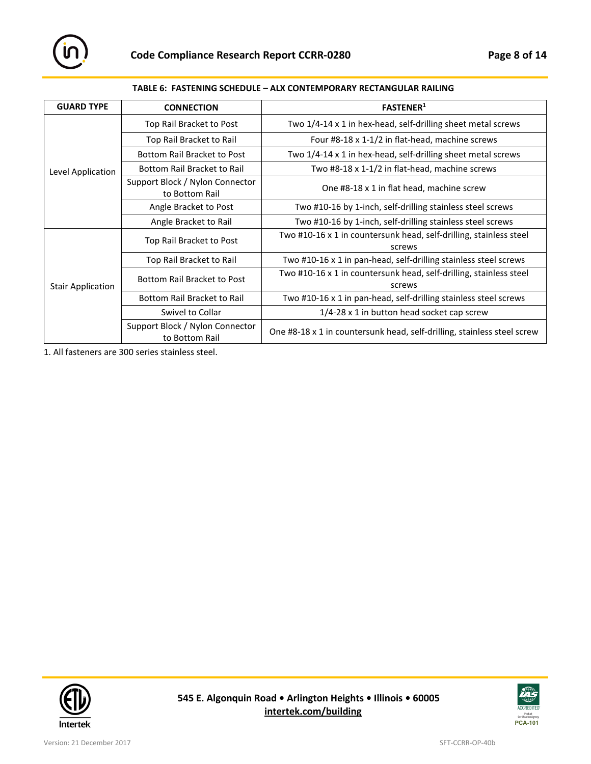**TABLE 6: FASTENING SCHEDULE – ALX CONTEMPORARY RECTANGULAR RAILING**

| GUARD TYPE | CONNECTION | FASTENER[1] |
|---|---|---|
| Level Application | Top Rail Bracket to Post | Two 1/4-14 x 1 in hex-head, self-drilling sheet metal screws |
| | Top Rail Bracket to Rail | Four #8-18 x 1-1/2 in flat-head, machine screws |
| | Bottom Rail Bracket to Post | Two 1/4-14 x 1 in hex-head, self-drilling sheet metal screws |
| | Bottom Rail Bracket to Rail | Two #8-18 x 1-1/2 in flat-head, machine screws |
| | Support Block / Nylon Connector to Bottom Rail | One #8-18 x 1 in flat head, machine screw |
| | Angle Bracket to Post | Two #10-16 by 1-inch, self-drilling stainless steel screws |
| | Angle Bracket to Rail | Two #10-16 by 1-inch, self-drilling stainless steel screws |
| Stair Application | Top Rail Bracket to Post | Two #10-16 x 1 in countersunk head, self-drilling, stainless steel screws |
| | Top Rail Bracket to Rail | Two #10-16 x 1 in pan-head, self-drilling stainless steel screws |
| | Bottom Rail Bracket to Post | Two #10-16 x 1 in countersunk head, self-drilling, stainless steel screws |
| | Bottom Rail Bracket to Rail | Two #10-16 x 1 in pan-head, self-drilling stainless steel screws |
| | Swivel to Collar | 1/4-28 x 1 in button head socket cap screw |
| | Support Block / Nylon Connector to Bottom Rail | One #8-18 x 1 in countersunk head, self-drilling, stainless steel screw |

1. All fasteners are 300 series stainless steel.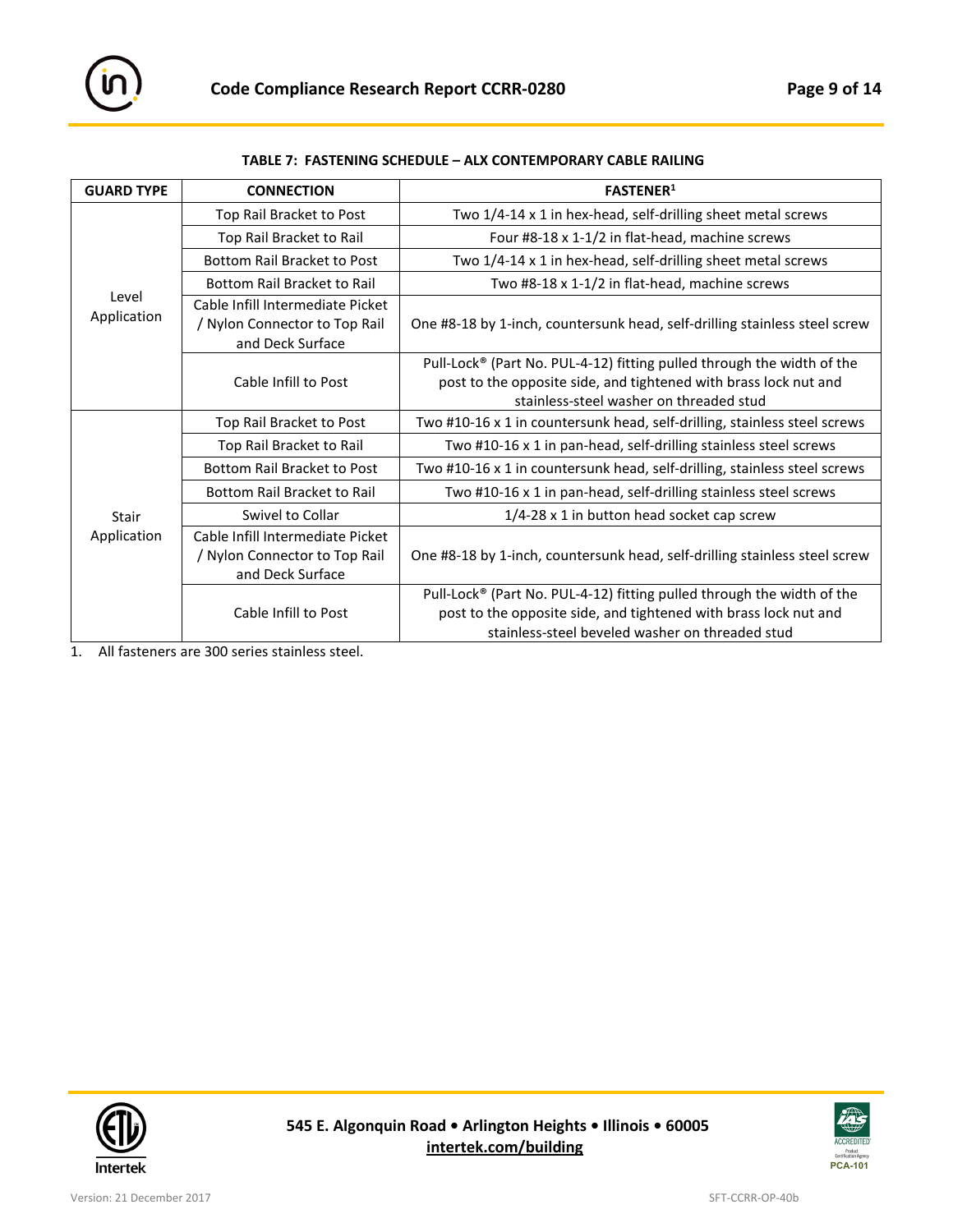**TABLE 7: FASTENING SCHEDULE – ALX CONTEMPORARY CABLE RAILING**

| GUARD TYPE | CONNECTION | FASTENER[1] |
| --- | --- | --- |
| Level Application | Top Rail Bracket to Post | Two 1/4-14 x 1 in hex-head, self-drilling sheet metal screws |
| | Top Rail Bracket to Rail | Four #8-18 x 1-1/2 in flat-head, machine screws |
| | Bottom Rail Bracket to Post | Two 1/4-14 x 1 in hex-head, self-drilling sheet metal screws |
| | Bottom Rail Bracket to Rail | Two #8-18 x 1-1/2 in flat-head, machine screws |
| | Cable Infill Intermediate Picket / Nylon Connector to Top Rail and Deck Surface | One #8-18 by 1-inch, countersunk head, self-drilling stainless steel screw |
| | Cable Infill to Post | Pull-Lock® (Part No. PUL-4-12) fitting pulled through the width of the post to the opposite side, and tightened with brass lock nut and stainless-steel washer on threaded stud |
| Stair Application | Top Rail Bracket to Post | Two #10-16 x 1 in countersunk head, self-drilling, stainless steel screws |
| | Top Rail Bracket to Rail | Two #10-16 x 1 in pan-head, self-drilling stainless steel screws |
| | Bottom Rail Bracket to Post | Two #10-16 x 1 in countersunk head, self-drilling, stainless steel screws |
| | Bottom Rail Bracket to Rail | Two #10-16 x 1 in pan-head, self-drilling stainless steel screws |
| | Swivel to Collar | 1/4-28 x 1 in button head socket cap screw |
| | Cable Infill Intermediate Picket / Nylon Connector to Top Rail and Deck Surface | One #8-18 by 1-inch, countersunk head, self-drilling stainless steel screw |
| | Cable Infill to Post | Pull-Lock® (Part No. PUL-4-12) fitting pulled through the width of the post to the opposite side, and tightened with brass lock nut and stainless-steel beveled washer on threaded stud |

1. All fasteners are 300 series stainless steel.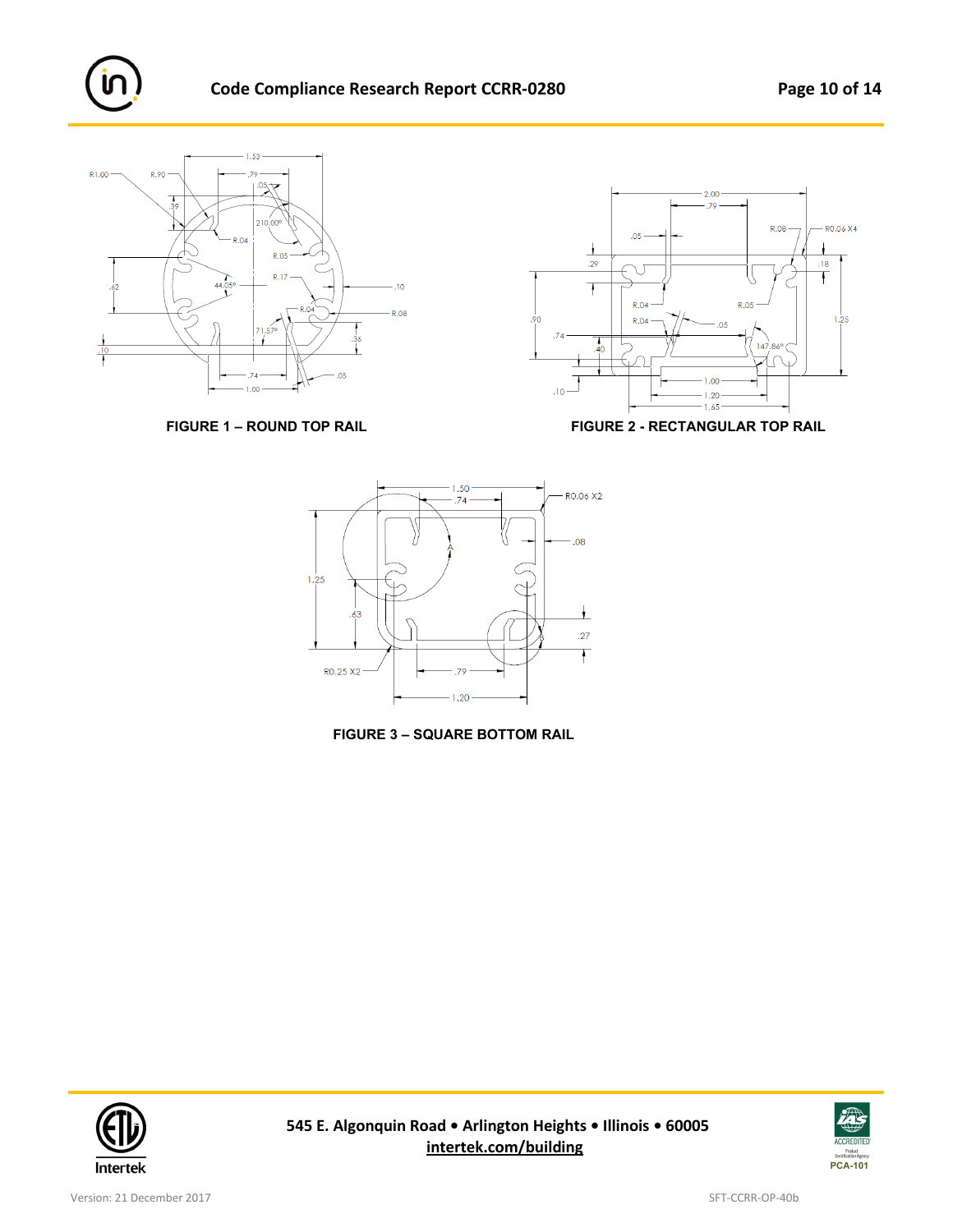FIGURE 1 – ROUND TOP RAIL

FIGURE 2 - RECTANGULAR TOP RAIL

FIGURE 3 – SQUARE BOTTOM RAIL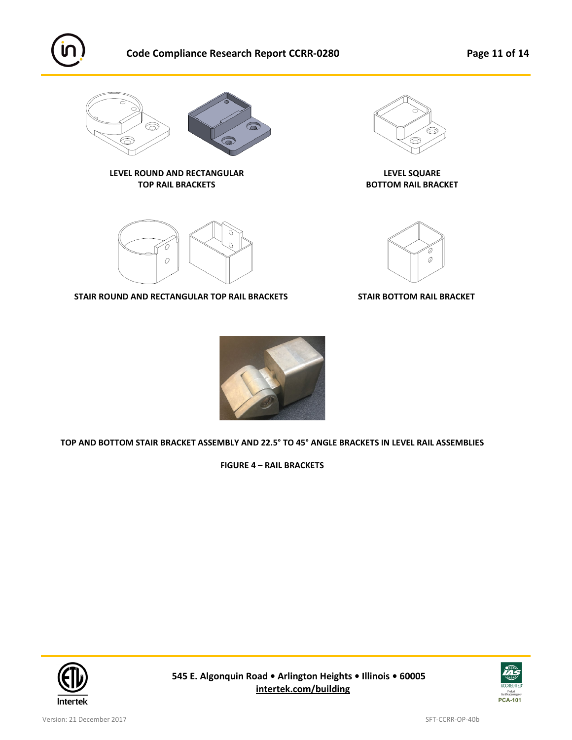LEVEL ROUND AND RECTANGULAR TOP RAIL BRACKETS

LEVEL SQUARE BOTTOM RAIL BRACKET

STAIR ROUND AND RECTANGULAR TOP RAIL BRACKETS

STAIR BOTTOM RAIL BRACKET

TOP AND BOTTOM STAIR BRACKET ASSEMBLY AND 22.5° TO 45° ANGLE BRACKETS IN LEVEL RAIL ASSEMBLIES

**FIGURE 4 – RAIL BRACKETS**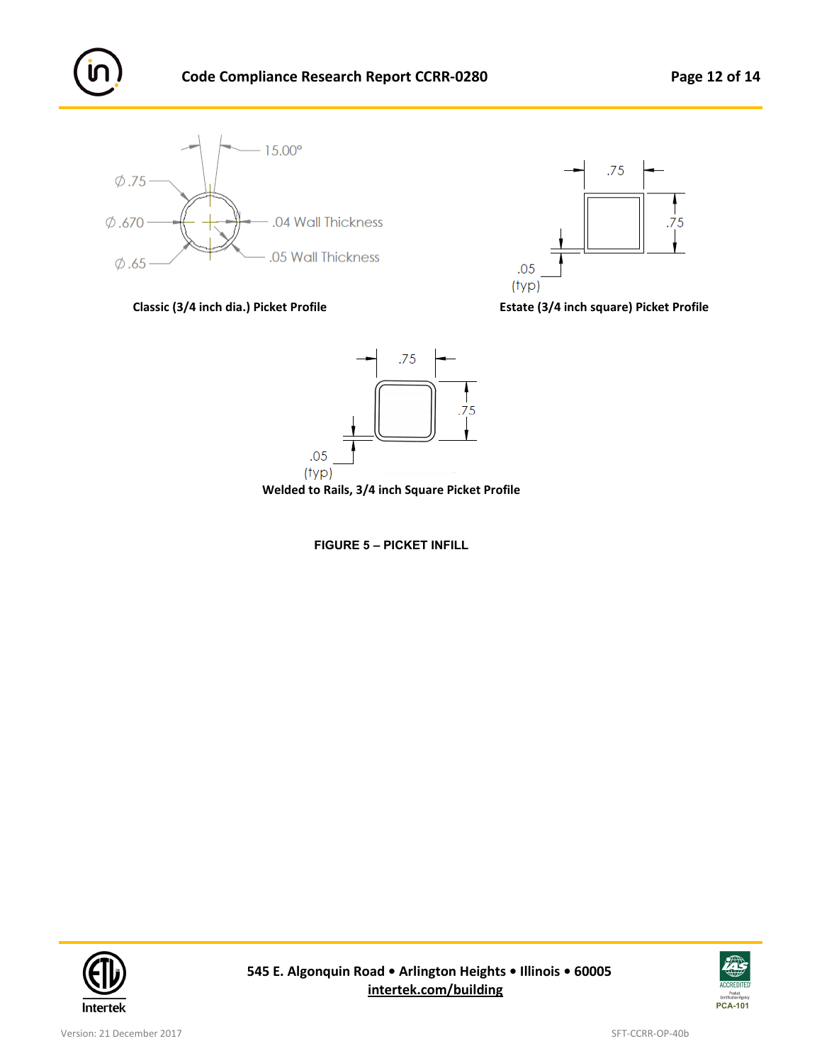Ø.75

Ø.670

Ø.65

15.00°

.04 Wall Thickness

.05 Wall Thickness

**Classic (3/4 inch dia.) Picket Profile**

.75

.75

.05 (typ)

**Estate (3/4 inch square) Picket Profile**

.75

.75

.05 (typ)

**Welded to Rails, 3/4 inch Square Picket Profile**

**FIGURE 5 – PICKET INFILL**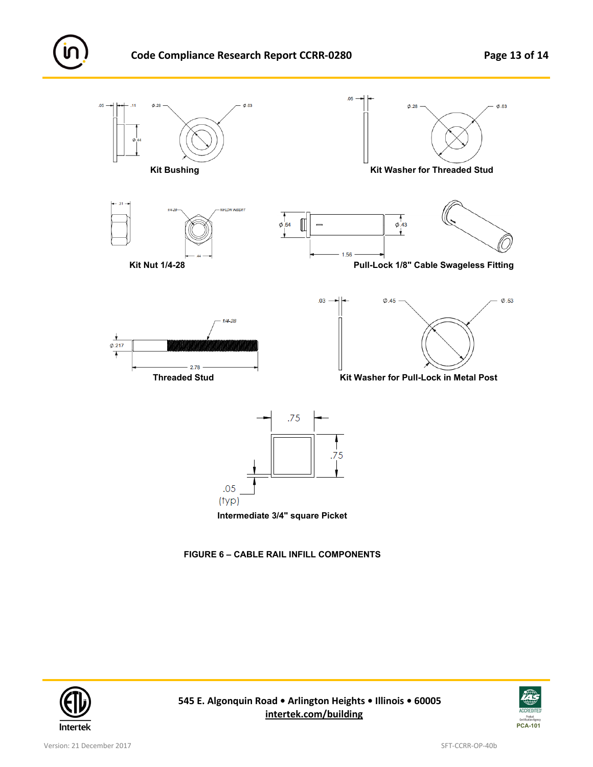.05 .11 Ø.28 Ø.63

Ø.44

**Kit Bushing**

.05 Ø.28 Ø.63

**Kit Washer for Threaded Stud**

.31 1/4-28 NYLON INSERT

.44

**Kit Nut 1/4-28**

Ø.54 Ø.43

1.56

**Pull-Lock 1/8" Cable Swageless Fitting**

1/4-28

Ø.217

2.78

**Threaded Stud**

.03 Ø.45 Ø.53

**Kit Washer for Pull-Lock in Metal Post**

.75

.75

.05
(typ)

**Intermediate 3/4" square Picket**

**FIGURE 6 – CABLE RAIL INFILL COMPONENTS**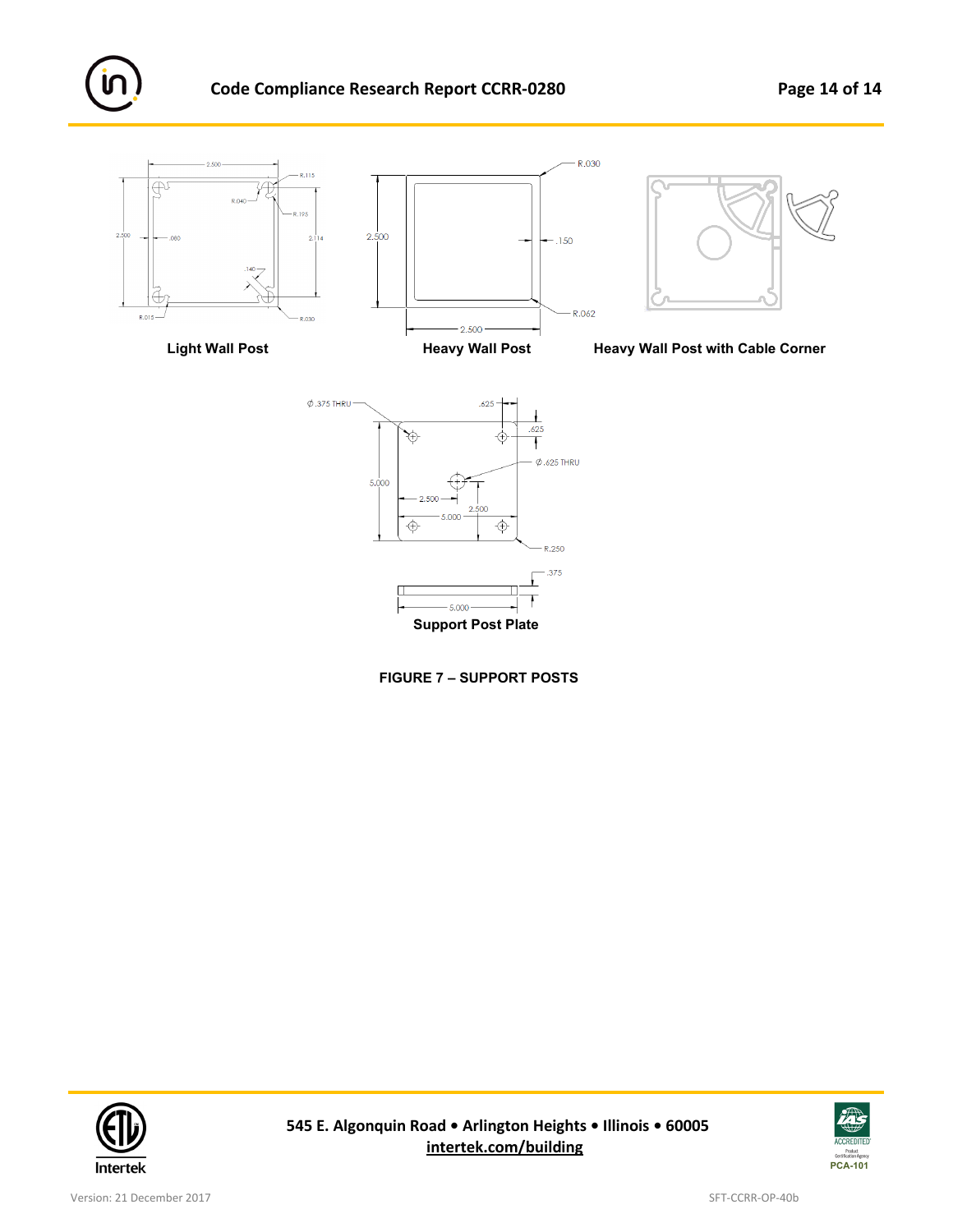2.500

R.115

R.040

R.195

2.500

.080

2.114

.140

R.015

R.030

**Light Wall Post**

R.030

2.500

.150

R.062

2.500

**Heavy Wall Post**

**Heavy Wall Post with Cable Corner**

Ø.375 THRU

.625

.625

Ø.625 THRU

5.000

2.500

2.500

5.000

R.250

.375

5.000

**Support Post Plate**

**FIGURE 7 – SUPPORT POSTS**